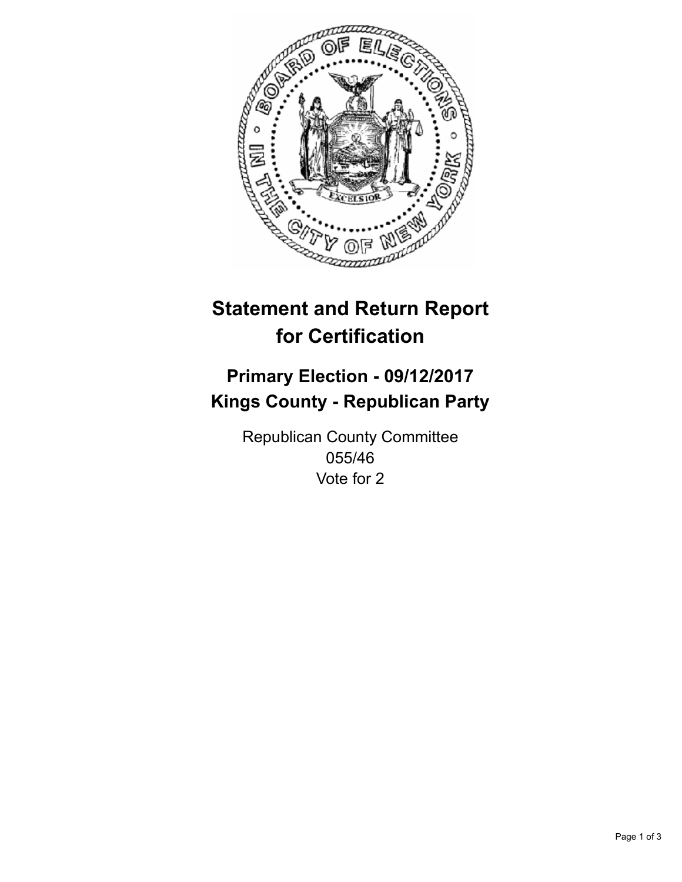# Statement and Return Report for Certification

## Primary Election - 09/12/2017
## Kings County - Republican Party

Republican County Committee
055/46
Vote for 2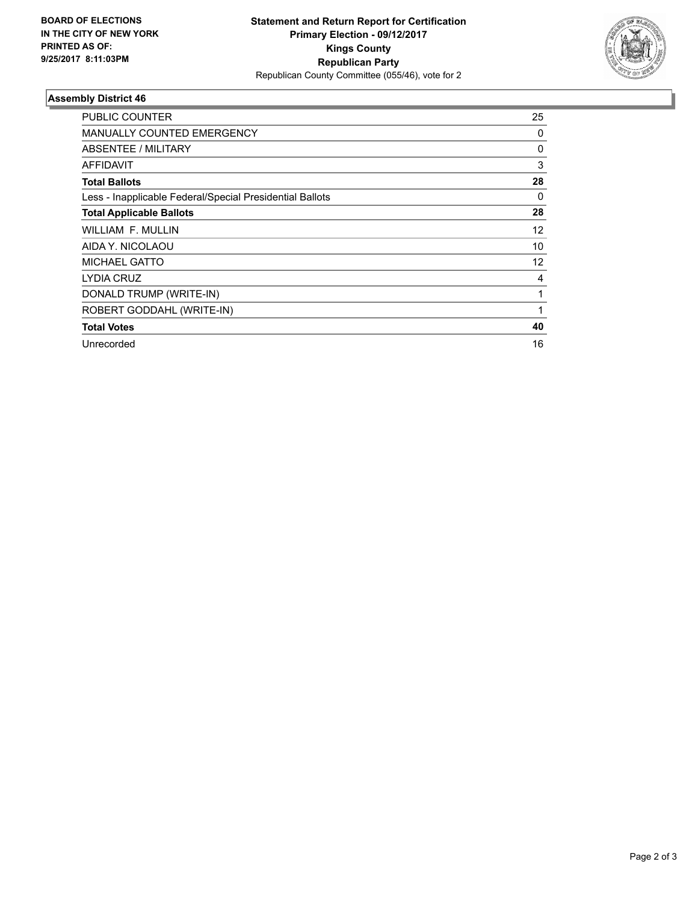**BOARD OF ELECTIONS IN THE CITY OF NEW YORK PRINTED AS OF: 9/25/2017 8:11:03PM**

**Statement and Return Report for Certification**
**Primary Election - 09/12/2017**
**Kings County**
**Republican Party**
Republican County Committee (055/46), vote for 2

### Assembly District 46

| | |
|---|---|
| PUBLIC COUNTER | 25 |
| MANUALLY COUNTED EMERGENCY | 0 |
| ABSENTEE / MILITARY | 0 |
| AFFIDAVIT | 3 |
| **Total Ballots** | **28** |
| Less - Inapplicable Federal/Special Presidential Ballots | 0 |
| **Total Applicable Ballots** | **28** |
| WILLIAM F. MULLIN | 12 |
| AIDA Y. NICOLAOU | 10 |
| MICHAEL GATTO | 12 |
| LYDIA CRUZ | 4 |
| DONALD TRUMP (WRITE-IN) | 1 |
| ROBERT GODDAHL (WRITE-IN) | 1 |
| **Total Votes** | **40** |
| Unrecorded | 16 |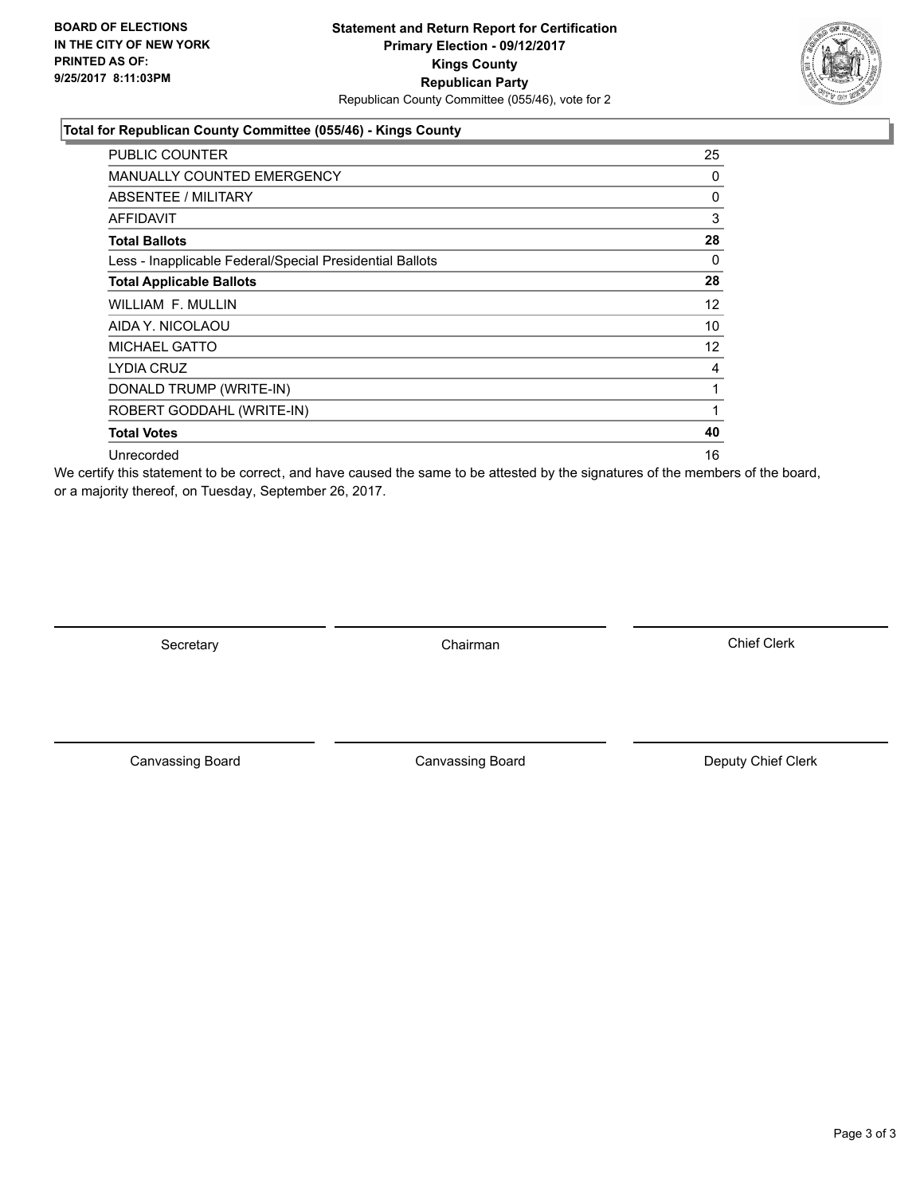**BOARD OF ELECTIONS**
**IN THE CITY OF NEW YORK**
**PRINTED AS OF:**
**9/25/2017 8:11:03PM**

**Statement and Return Report for Certification**
**Primary Election - 09/12/2017**
**Kings County**
**Republican Party**
Republican County Committee (055/46), vote for 2

### Total for Republican County Committee (055/46) - Kings County

| | |
|---|---|
| PUBLIC COUNTER | 25 |
| MANUALLY COUNTED EMERGENCY | 0 |
| ABSENTEE / MILITARY | 0 |
| AFFIDAVIT | 3 |
| **Total Ballots** | **28** |
| Less - Inapplicable Federal/Special Presidential Ballots | 0 |
| **Total Applicable Ballots** | **28** |
| WILLIAM F. MULLIN | 12 |
| AIDA Y. NICOLAOU | 10 |
| MICHAEL GATTO | 12 |
| LYDIA CRUZ | 4 |
| DONALD TRUMP (WRITE-IN) | 1 |
| ROBERT GODDAHL (WRITE-IN) | 1 |
| **Total Votes** | **40** |
| Unrecorded | 16 |

We certify this statement to be correct, and have caused the same to be attested by the signatures of the members of the board, or a majority thereof, on Tuesday, September 26, 2017.

Secretary

Chairman

Chief Clerk

Canvassing Board

Canvassing Board

Deputy Chief Clerk